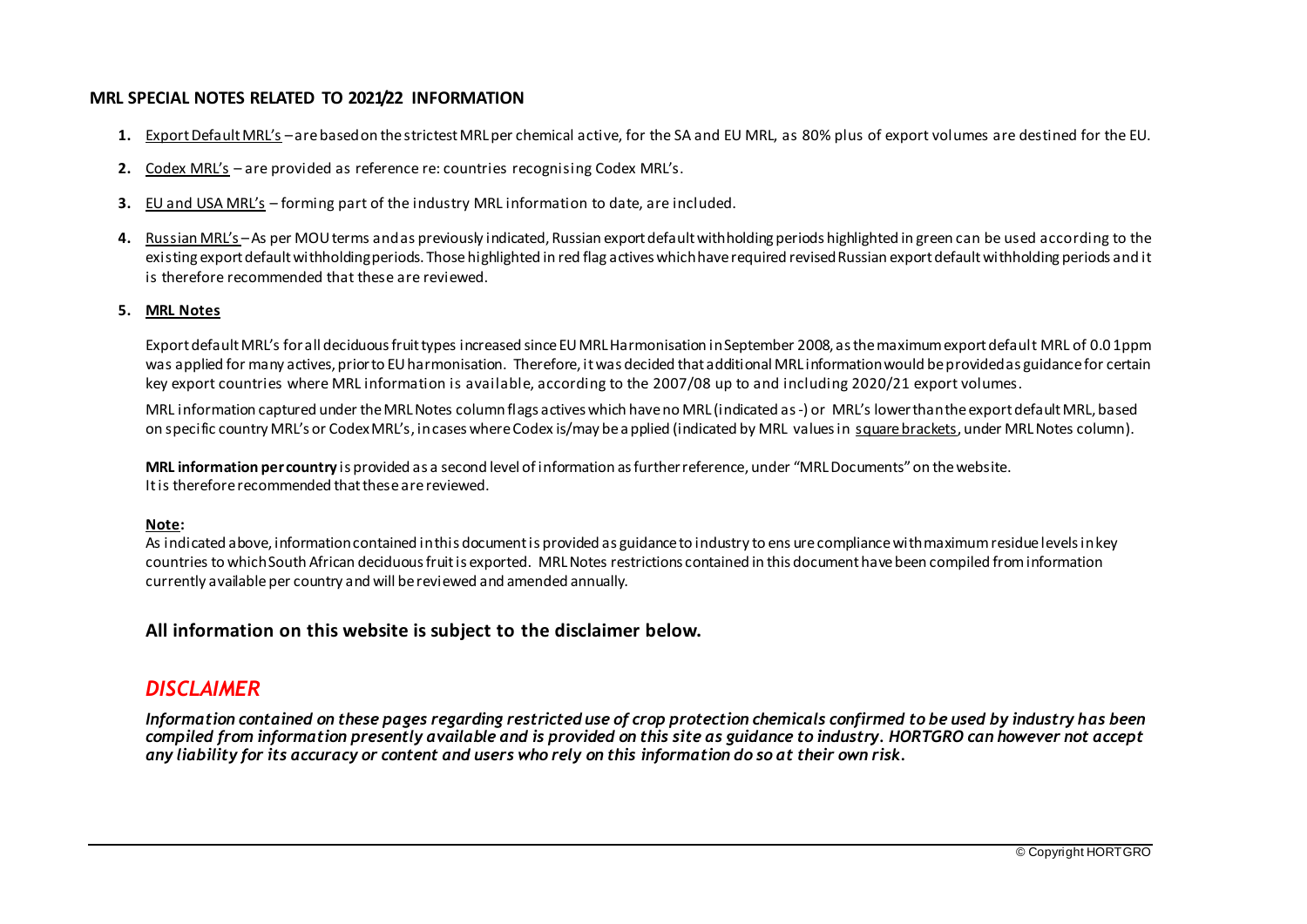## MRL SPECIAL NOTES RELATED TO 2021/22 INFORMATION

1. Export Default MRL's – are based on the strictest MRL per chemical active, for the SA and EU MRL, as 80% plus of export volumes are destined for the EU.
2. Codex MRL's – are provided as reference re: countries recognising Codex MRL's.
3. EU and USA MRL's – forming part of the industry MRL information to date, are included.
4. Russian MRL's – As per MOU terms and as previously indicated, Russian export default withholding periods highlighted in green can be used according to the existing export default withholding periods. Those highlighted in red flag actives which have required revised Russian export default withholding periods and it is therefore recommended that these are reviewed.
5. **MRL Notes**

   Export default MRL's for all deciduous fruit types increased since EU MRL Harmonisation in September 2008, as the maximum export default MRL of 0.01ppm was applied for many actives, prior to EU harmonisation. Therefore, it was decided that additional MRL information would be provided as guidance for certain key export countries where MRL information is available, according to the 2007/08 up to and including 2020/21 export volumes.

   MRL information captured under the MRL Notes column flags actives which have no MRL (indicated as -) or MRL's lower than the export default MRL, based on specific country MRL's or Codex MRL's, in cases where Codex is/may be applied (indicated by MRL values in square brackets, under MRL Notes column).

   **MRL information per country** is provided as a second level of information as further reference, under "MRL Documents" on the website. It is therefore recommended that these are reviewed.

   **Note:**
   As indicated above, information contained in this document is provided as guidance to industry to ensure compliance with maximum residue levels in key countries to which South African deciduous fruit is exported. MRL Notes restrictions contained in this document have been compiled from information currently available per country and will be reviewed and amended annually.

### All information on this website is subject to the disclaimer below.

## *DISCLAIMER*

***Information contained on these pages regarding restricted use of crop protection chemicals confirmed to be used by industry has been compiled from information presently available and is provided on this site as guidance to industry. HORTGRO can however not accept any liability for its accuracy or content and users who rely on this information do so at their own risk.***

© Copyright HORTGRO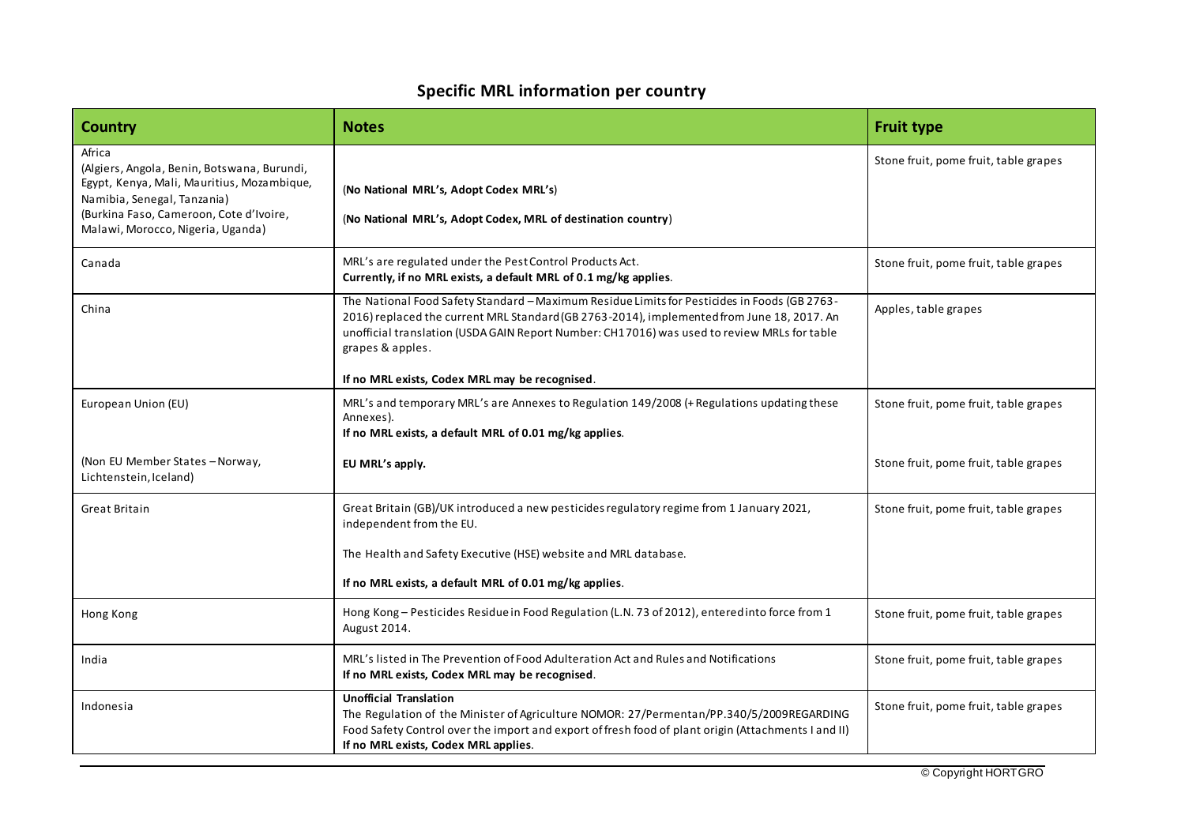## Specific MRL information per country

| Country | Notes | Fruit type |
|---|---|---|
| Africa<br>(Algiers, Angola, Benin, Botswana, Burundi, Egypt, Kenya, Mali, Mauritius, Mozambique, Namibia, Senegal, Tanzania)<br>(Burkina Faso, Cameroon, Cote d'Ivoire, Malawi, Morocco, Nigeria, Uganda) | (**No National MRL's, Adopt Codex MRL's**)<br><br>(**No National MRL's, Adopt Codex, MRL of destination country**) | Stone fruit, pome fruit, table grapes |
| Canada | MRL's are regulated under the Pest Control Products Act.<br>**Currently, if no MRL exists, a default MRL of 0.1 mg/kg applies**. | Stone fruit, pome fruit, table grapes |
| China | The National Food Safety Standard – Maximum Residue Limits for Pesticides in Foods (GB 2763-2016) replaced the current MRL Standard (GB 2763-2014), implemented from June 18, 2017. An unofficial translation (USDA GAIN Report Number: CH17016) was used to review MRLs for table grapes & apples.<br><br>**If no MRL exists, Codex MRL may be recognised**. | Apples, table grapes |
| European Union (EU) | MRL's and temporary MRL's are Annexes to Regulation 149/2008 (+ Regulations updating these Annexes).<br>**If no MRL exists, a default MRL of 0.01 mg/kg applies**. | Stone fruit, pome fruit, table grapes |
| (Non EU Member States – Norway, Lichtenstein, Iceland) | **EU MRL's apply.** | Stone fruit, pome fruit, table grapes |
| Great Britain | Great Britain (GB)/UK introduced a new pesticides regulatory regime from 1 January 2021, independent from the EU.<br><br>The Health and Safety Executive (HSE) website and MRL database.<br><br>**If no MRL exists, a default MRL of 0.01 mg/kg applies**. | Stone fruit, pome fruit, table grapes |
| Hong Kong | Hong Kong – Pesticides Residue in Food Regulation (L.N. 73 of 2012), entered into force from 1 August 2014. | Stone fruit, pome fruit, table grapes |
| India | MRL's listed in The Prevention of Food Adulteration Act and Rules and Notifications<br>**If no MRL exists, Codex MRL may be recognised**. | Stone fruit, pome fruit, table grapes |
| Indonesia | **Unofficial Translation**<br>The Regulation of the Minister of Agriculture NOMOR: 27/Permentan/PP.340/5/2009REGARDING Food Safety Control over the import and export of fresh food of plant origin (Attachments I and II)<br>**If no MRL exists, Codex MRL applies**. | Stone fruit, pome fruit, table grapes |

© Copyright HORTGRO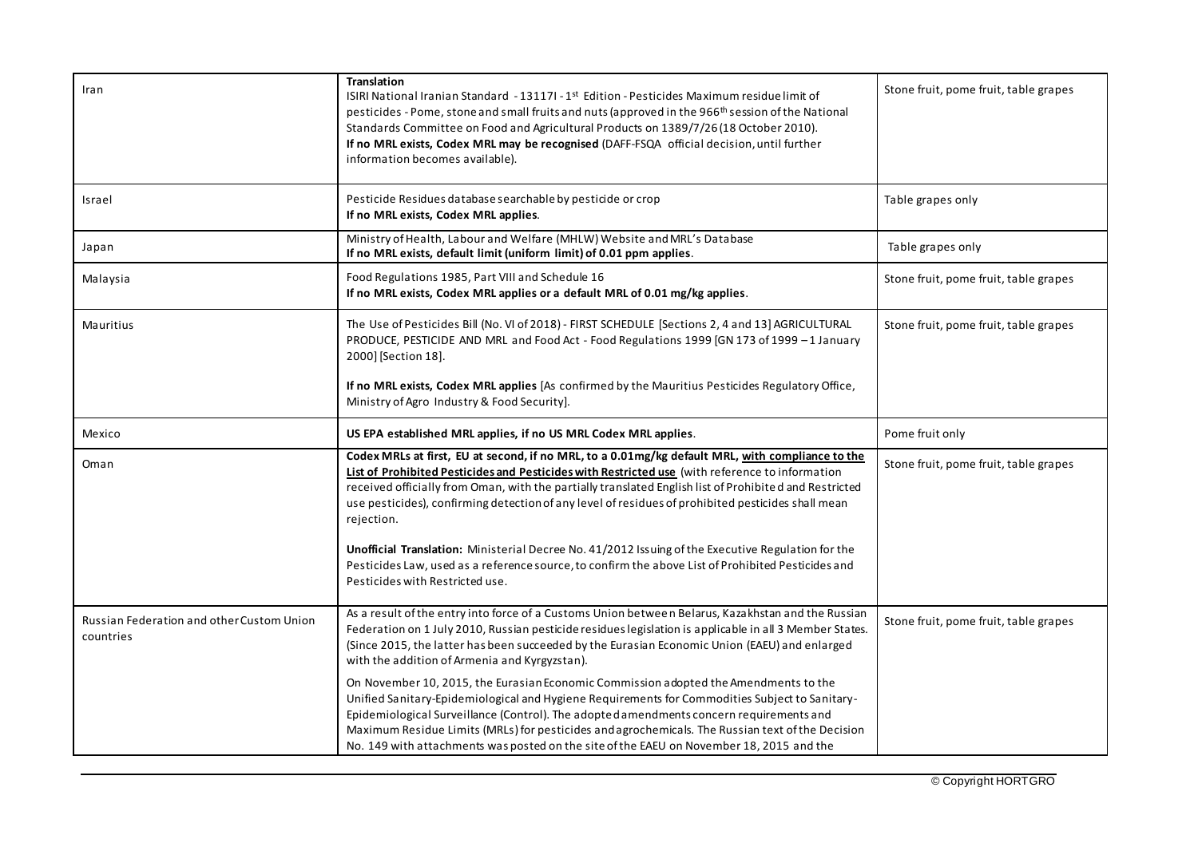| | | |
|---|---|---|
| Iran | **Translation**<br>ISIRI National Iranian Standard - 13117I - 1st Edition - Pesticides Maximum residue limit of pesticides - Pome, stone and small fruits and nuts (approved in the 966th session of the National Standards Committee on Food and Agricultural Products on 1389/7/26 (18 October 2010).<br>**If no MRL exists, Codex MRL may be recognised** (DAFF-FSQA official decision, until further information becomes available). | Stone fruit, pome fruit, table grapes |
| Israel | Pesticide Residues database searchable by pesticide or crop<br>**If no MRL exists, Codex MRL applies**. | Table grapes only |
| Japan | Ministry of Health, Labour and Welfare (MHLW) Website and MRL's Database<br>**If no MRL exists, default limit (uniform limit) of 0.01 ppm applies**. | Table grapes only |
| Malaysia | Food Regulations 1985, Part VIII and Schedule 16<br>**If no MRL exists, Codex MRL applies or a default MRL of 0.01 mg/kg applies**. | Stone fruit, pome fruit, table grapes |
| Mauritius | The Use of Pesticides Bill (No. VI of 2018) - FIRST SCHEDULE [Sections 2, 4 and 13] AGRICULTURAL PRODUCE, PESTICIDE AND MRL and Food Act - Food Regulations 1999 [GN 173 of 1999 – 1 January 2000] [Section 18].<br><br>**If no MRL exists, Codex MRL applies** [As confirmed by the Mauritius Pesticides Regulatory Office, Ministry of Agro Industry & Food Security]. | Stone fruit, pome fruit, table grapes |
| Mexico | **US EPA established MRL applies, if no US MRL Codex MRL applies**. | Pome fruit only |
| Oman | **Codex MRLs at first, EU at second, if no MRL, to a 0.01mg/kg default MRL, <u>with compliance to the List of Prohibited Pesticides and Pesticides with Restricted use</u>** (with reference to information received officially from Oman, with the partially translated English list of Prohibited and Restricted use pesticides), confirming detection of any level of residues of prohibited pesticides shall mean rejection.<br><br>**Unofficial Translation:** Ministerial Decree No. 41/2012 Issuing of the Executive Regulation for the Pesticides Law, used as a reference source, to confirm the above List of Prohibited Pesticides and Pesticides with Restricted use. | Stone fruit, pome fruit, table grapes |
| Russian Federation and other Custom Union countries | As a result of the entry into force of a Customs Union between Belarus, Kazakhstan and the Russian Federation on 1 July 2010, Russian pesticide residues legislation is applicable in all 3 Member States. (Since 2015, the latter has been succeeded by the Eurasian Economic Union (EAEU) and enlarged with the addition of Armenia and Kyrgyzstan).<br><br>On November 10, 2015, the Eurasian Economic Commission adopted the Amendments to the Unified Sanitary-Epidemiological and Hygiene Requirements for Commodities Subject to Sanitary-Epidemiological Surveillance (Control). The adopted amendments concern requirements and Maximum Residue Limits (MRLs) for pesticides and agrochemicals. The Russian text of the Decision No. 149 with attachments was posted on the site of the EAEU on November 18, 2015 and the | Stone fruit, pome fruit, table grapes |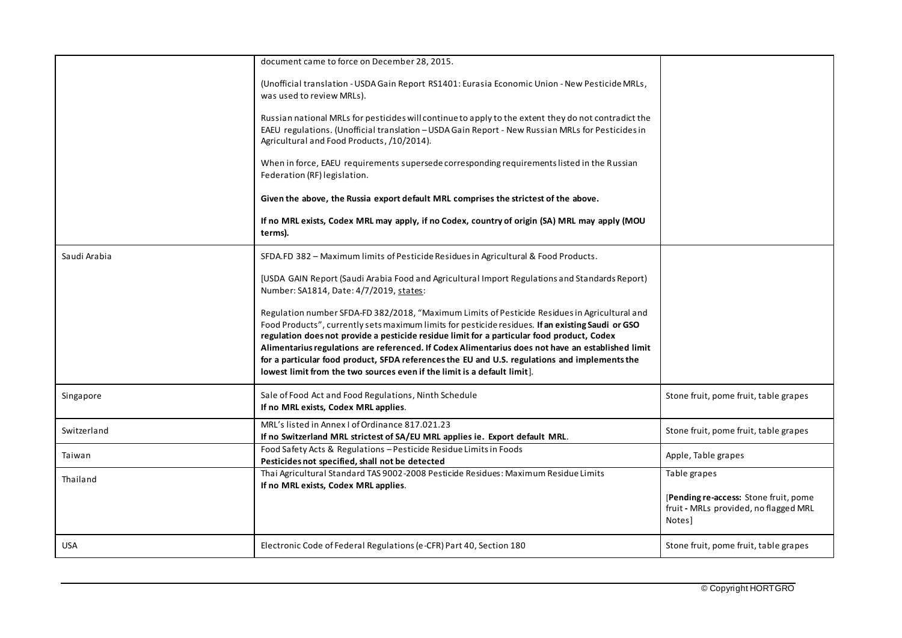| | | |
|---|---|---|
| | document came to force on December 28, 2015.<br><br>(Unofficial translation - USDA Gain Report RS1401: Eurasia Economic Union - New Pesticide MRLs, was used to review MRLs).<br><br>Russian national MRLs for pesticides will continue to apply to the extent they do not contradict the EAEU regulations. (Unofficial translation – USDA Gain Report - New Russian MRLs for Pesticides in Agricultural and Food Products, /10/2014).<br><br>When in force, EAEU requirements supersede corresponding requirements listed in the Russian Federation (RF) legislation.<br><br>**Given the above, the Russia export default MRL comprises the strictest of the above.**<br><br>**If no MRL exists, Codex MRL may apply, if no Codex, country of origin (SA) MRL may apply (MOU terms).** | |
| Saudi Arabia | SFDA.FD 382 – Maximum limits of Pesticide Residues in Agricultural & Food Products.<br><br>[USDA GAIN Report (Saudi Arabia Food and Agricultural Import Regulations and Standards Report) Number: SA1814, Date: 4/7/2019, states:<br><br>Regulation number SFDA-FD 382/2018, "Maximum Limits of Pesticide Residues in Agricultural and Food Products", currently sets maximum limits for pesticide residues. **If an existing Saudi or GSO regulation does not provide a pesticide residue limit for a particular food product, Codex Alimentarius regulations are referenced. If Codex Alimentarius does not have an established limit for a particular food product, SFDA references the EU and U.S. regulations and implements the lowest limit from the two sources even if the limit is a default limit**]. | |
| Singapore | Sale of Food Act and Food Regulations, Ninth Schedule<br>**If no MRL exists, Codex MRL applies**. | Stone fruit, pome fruit, table grapes |
| Switzerland | MRL's listed in Annex I of Ordinance 817.021.23<br>**If no Switzerland MRL strictest of SA/EU MRL applies ie. Export default MRL**. | Stone fruit, pome fruit, table grapes |
| Taiwan | Food Safety Acts & Regulations – Pesticide Residue Limits in Foods<br>**Pesticides not specified, shall not be detected** | Apple, Table grapes |
| Thailand | Thai Agricultural Standard TAS 9002-2008 Pesticide Residues: Maximum Residue Limits<br>**If no MRL exists, Codex MRL applies**. | Table grapes<br><br>[**Pending re-access:** Stone fruit, pome fruit **-** MRLs provided, no flagged MRL Notes] |
| USA | Electronic Code of Federal Regulations (e-CFR) Part 40, Section 180 | Stone fruit, pome fruit, table grapes |

© Copyright HORTGRO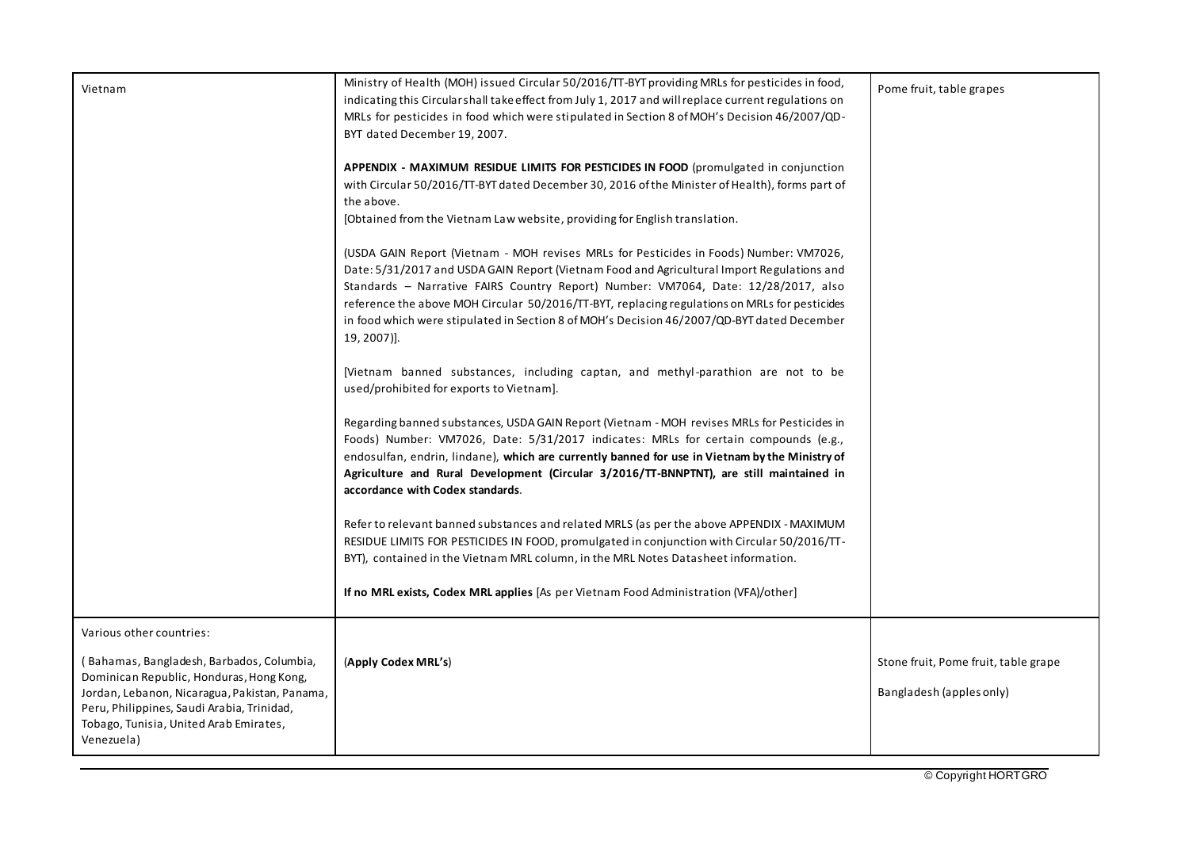| | | |
|---|---|---|
| Vietnam | Ministry of Health (MOH) issued Circular 50/2016/TT-BYT providing MRLs for pesticides in food, indicating this Circular shall take effect from July 1, 2017 and will replace current regulations on MRLs for pesticides in food which were stipulated in Section 8 of MOH's Decision 46/2007/QD-BYT dated December 19, 2007.<br><br>**APPENDIX - MAXIMUM RESIDUE LIMITS FOR PESTICIDES IN FOOD** (promulgated in conjunction with Circular 50/2016/TT-BYT dated December 30, 2016 of the Minister of Health), forms part of the above.<br>[Obtained from the Vietnam Law website, providing for English translation.<br><br>(USDA GAIN Report (Vietnam - MOH revises MRLs for Pesticides in Foods) Number: VM7026, Date: 5/31/2017 and USDA GAIN Report (Vietnam Food and Agricultural Import Regulations and Standards – Narrative FAIRS Country Report) Number: VM7064, Date: 12/28/2017, also reference the above MOH Circular 50/2016/TT-BYT, replacing regulations on MRLs for pesticides in food which were stipulated in Section 8 of MOH's Decision 46/2007/QD-BYT dated December 19, 2007)].<br><br>[Vietnam banned substances, including captan, and methyl-parathion are not to be used/prohibited for exports to Vietnam].<br><br>Regarding banned substances, USDA GAIN Report (Vietnam - MOH revises MRLs for Pesticides in Foods) Number: VM7026, Date: 5/31/2017 indicates: MRLs for certain compounds (e.g., endosulfan, endrin, lindane), **which are currently banned for use in Vietnam by the Ministry of Agriculture and Rural Development (Circular 3/2016/TT-BNNPTNT), are still maintained in accordance with Codex standards**.<br><br>Refer to relevant banned substances and related MRLS (as per the above APPENDIX - MAXIMUM RESIDUE LIMITS FOR PESTICIDES IN FOOD, promulgated in conjunction with Circular 50/2016/TT-BYT), contained in the Vietnam MRL column, in the MRL Notes Datasheet information.<br><br>**If no MRL exists, Codex MRL applies** [As per Vietnam Food Administration (VFA)/other] | Pome fruit, table grapes |
| Various other countries:<br><br>( Bahamas, Bangladesh, Barbados, Columbia, Dominican Republic, Honduras, Hong Kong, Jordan, Lebanon, Nicaragua, Pakistan, Panama, Peru, Philippines, Saudi Arabia, Trinidad, Tobago, Tunisia, United Arab Emirates, Venezuela) | (**Apply Codex MRL's**) | Stone fruit, Pome fruit, table grape<br><br>Bangladesh (apples only) |